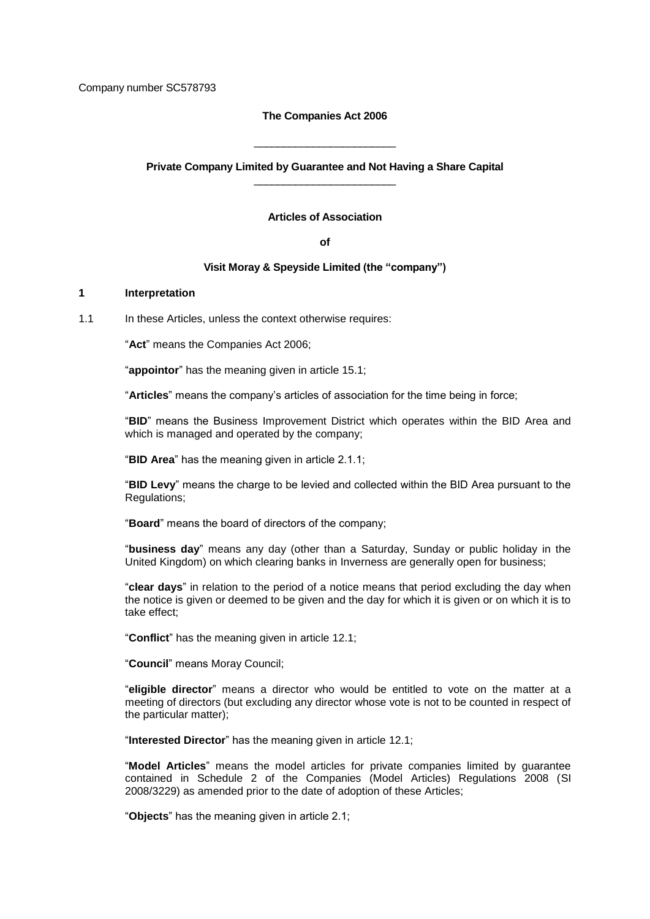Company number SC578793

**The Companies Act 2006**

---

**Private Company Limited by Guarantee and Not Having a Share Capital**

---

**Articles of Association**

**of**

**Visit Moray & Speyside Limited (the "company")**

## 1 Interpretation

1.1 In these Articles, unless the context otherwise requires:

"**Act**" means the Companies Act 2006;

"**appointor**" has the meaning given in article 15.1;

"**Articles**" means the company's articles of association for the time being in force;

"**BID**" means the Business Improvement District which operates within the BID Area and which is managed and operated by the company;

"**BID Area**" has the meaning given in article 2.1.1;

"**BID Levy**" means the charge to be levied and collected within the BID Area pursuant to the Regulations;

"**Board**" means the board of directors of the company;

"**business day**" means any day (other than a Saturday, Sunday or public holiday in the United Kingdom) on which clearing banks in Inverness are generally open for business;

"**clear days**" in relation to the period of a notice means that period excluding the day when the notice is given or deemed to be given and the day for which it is given or on which it is to take effect;

"**Conflict**" has the meaning given in article 12.1;

"**Council**" means Moray Council;

"**eligible director**" means a director who would be entitled to vote on the matter at a meeting of directors (but excluding any director whose vote is not to be counted in respect of the particular matter);

"**Interested Director**" has the meaning given in article 12.1;

"**Model Articles**" means the model articles for private companies limited by guarantee contained in Schedule 2 of the Companies (Model Articles) Regulations 2008 (SI 2008/3229) as amended prior to the date of adoption of these Articles;

"**Objects**" has the meaning given in article 2.1;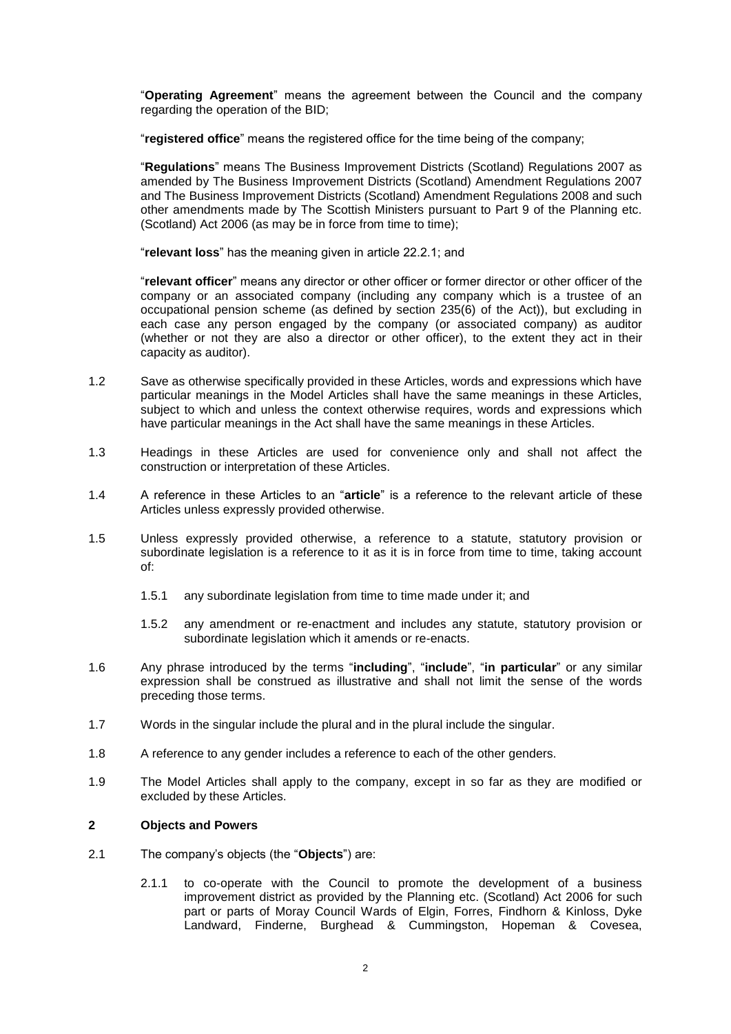"**Operating Agreement**" means the agreement between the Council and the company regarding the operation of the BID;

"**registered office**" means the registered office for the time being of the company;

"**Regulations**" means The Business Improvement Districts (Scotland) Regulations 2007 as amended by The Business Improvement Districts (Scotland) Amendment Regulations 2007 and The Business Improvement Districts (Scotland) Amendment Regulations 2008 and such other amendments made by The Scottish Ministers pursuant to Part 9 of the Planning etc. (Scotland) Act 2006 (as may be in force from time to time);

"**relevant loss**" has the meaning given in article 22.2.1; and

"**relevant officer**" means any director or other officer or former director or other officer of the company or an associated company (including any company which is a trustee of an occupational pension scheme (as defined by section 235(6) of the Act)), but excluding in each case any person engaged by the company (or associated company) as auditor (whether or not they are also a director or other officer), to the extent they act in their capacity as auditor).

1.2 Save as otherwise specifically provided in these Articles, words and expressions which have particular meanings in the Model Articles shall have the same meanings in these Articles, subject to which and unless the context otherwise requires, words and expressions which have particular meanings in the Act shall have the same meanings in these Articles.

1.3 Headings in these Articles are used for convenience only and shall not affect the construction or interpretation of these Articles.

1.4 A reference in these Articles to an "**article**" is a reference to the relevant article of these Articles unless expressly provided otherwise.

1.5 Unless expressly provided otherwise, a reference to a statute, statutory provision or subordinate legislation is a reference to it as it is in force from time to time, taking account of:

1.5.1 any subordinate legislation from time to time made under it; and

1.5.2 any amendment or re-enactment and includes any statute, statutory provision or subordinate legislation which it amends or re-enacts.

1.6 Any phrase introduced by the terms "**including**", "**include**", "**in particular**" or any similar expression shall be construed as illustrative and shall not limit the sense of the words preceding those terms.

1.7 Words in the singular include the plural and in the plural include the singular.

1.8 A reference to any gender includes a reference to each of the other genders.

1.9 The Model Articles shall apply to the company, except in so far as they are modified or excluded by these Articles.

## 2 Objects and Powers

2.1 The company's objects (the "**Objects**") are:

2.1.1 to co-operate with the Council to promote the development of a business improvement district as provided by the Planning etc. (Scotland) Act 2006 for such part or parts of Moray Council Wards of Elgin, Forres, Findhorn & Kinloss, Dyke Landward, Finderne, Burghead & Cummingston, Hopeman & Covesea,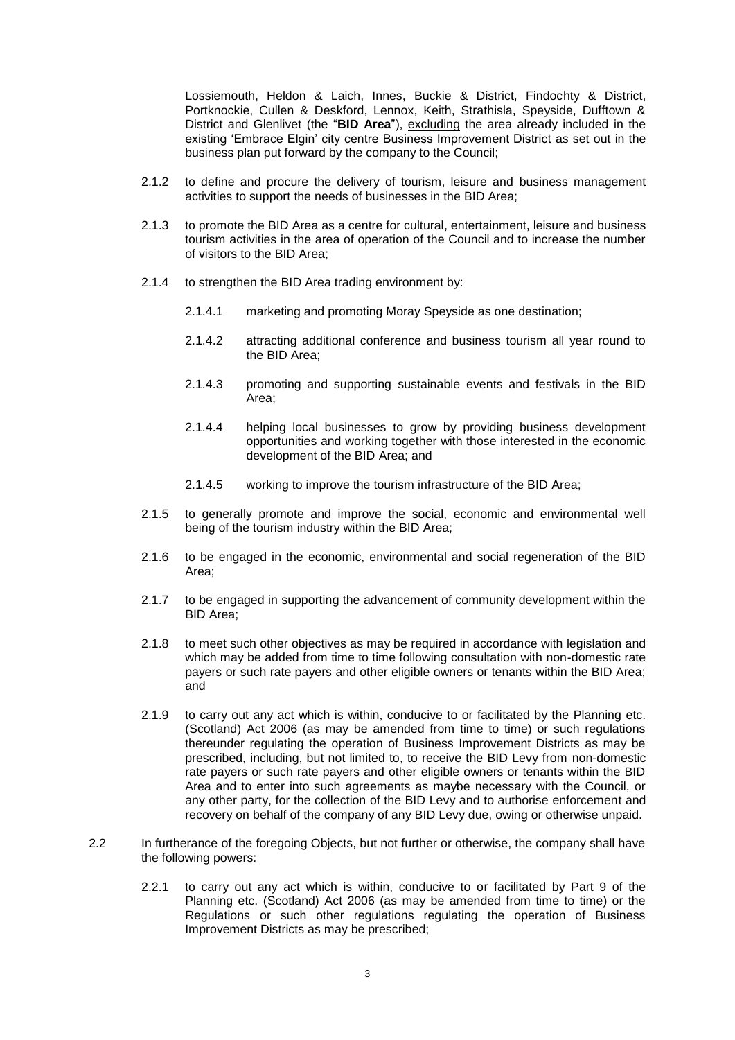Lossiemouth, Heldon & Laich, Innes, Buckie & District, Findochty & District, Portknockie, Cullen & Deskford, Lennox, Keith, Strathisla, Speyside, Dufftown & District and Glenlivet (the "**BID Area**"), <u>excluding</u> the area already included in the existing 'Embrace Elgin' city centre Business Improvement District as set out in the business plan put forward by the company to the Council;

2.1.2 to define and procure the delivery of tourism, leisure and business management activities to support the needs of businesses in the BID Area;

2.1.3 to promote the BID Area as a centre for cultural, entertainment, leisure and business tourism activities in the area of operation of the Council and to increase the number of visitors to the BID Area;

2.1.4 to strengthen the BID Area trading environment by:

2.1.4.1 marketing and promoting Moray Speyside as one destination;

2.1.4.2 attracting additional conference and business tourism all year round to the BID Area;

2.1.4.3 promoting and supporting sustainable events and festivals in the BID Area;

2.1.4.4 helping local businesses to grow by providing business development opportunities and working together with those interested in the economic development of the BID Area; and

2.1.4.5 working to improve the tourism infrastructure of the BID Area;

2.1.5 to generally promote and improve the social, economic and environmental well being of the tourism industry within the BID Area;

2.1.6 to be engaged in the economic, environmental and social regeneration of the BID Area;

2.1.7 to be engaged in supporting the advancement of community development within the BID Area;

2.1.8 to meet such other objectives as may be required in accordance with legislation and which may be added from time to time following consultation with non-domestic rate payers or such rate payers and other eligible owners or tenants within the BID Area; and

2.1.9 to carry out any act which is within, conducive to or facilitated by the Planning etc. (Scotland) Act 2006 (as may be amended from time to time) or such regulations thereunder regulating the operation of Business Improvement Districts as may be prescribed, including, but not limited to, to receive the BID Levy from non-domestic rate payers or such rate payers and other eligible owners or tenants within the BID Area and to enter into such agreements as maybe necessary with the Council, or any other party, for the collection of the BID Levy and to authorise enforcement and recovery on behalf of the company of any BID Levy due, owing or otherwise unpaid.

2.2 In furtherance of the foregoing Objects, but not further or otherwise, the company shall have the following powers:

2.2.1 to carry out any act which is within, conducive to or facilitated by Part 9 of the Planning etc. (Scotland) Act 2006 (as may be amended from time to time) or the Regulations or such other regulations regulating the operation of Business Improvement Districts as may be prescribed;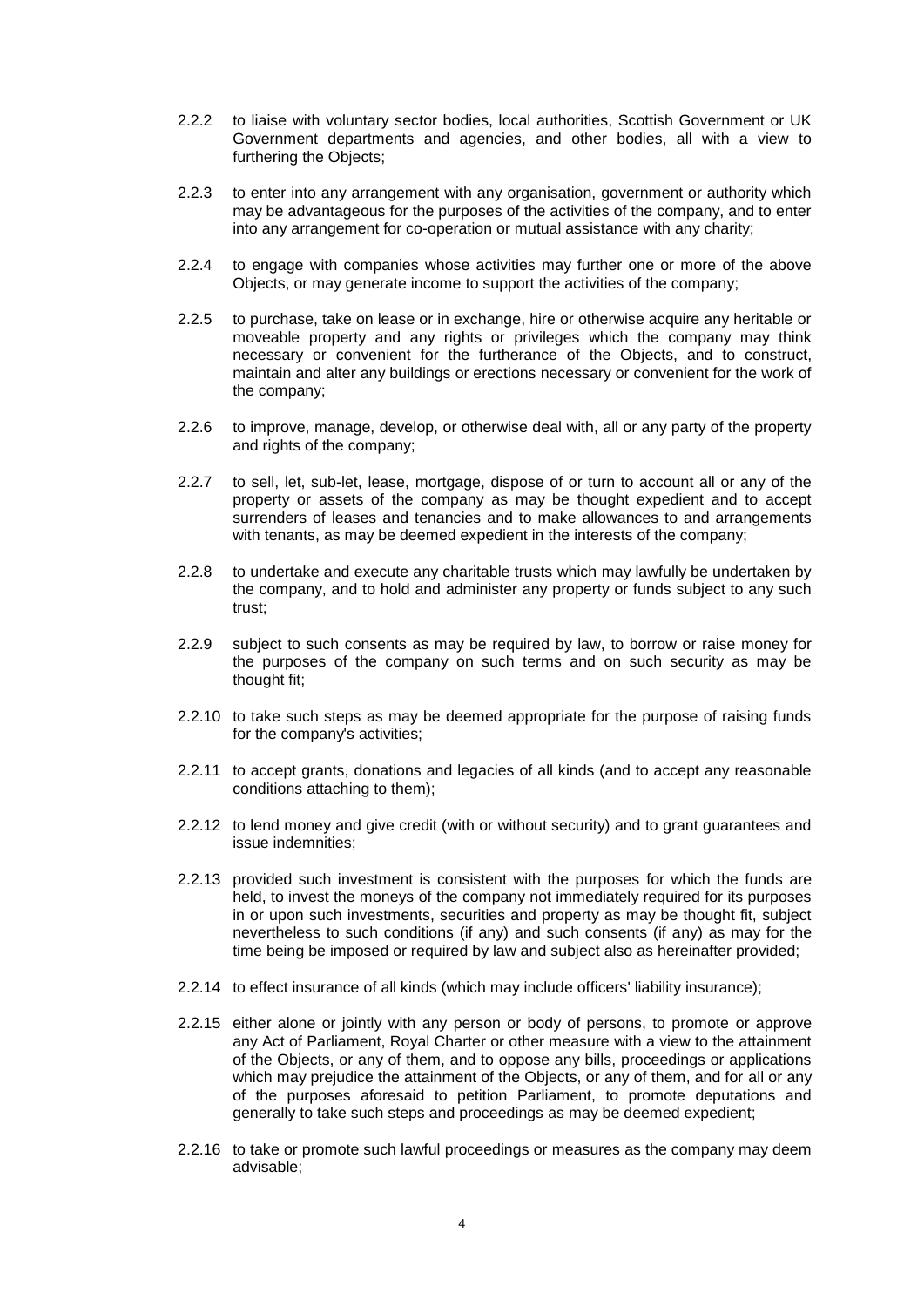2.2.2 to liaise with voluntary sector bodies, local authorities, Scottish Government or UK Government departments and agencies, and other bodies, all with a view to furthering the Objects;

2.2.3 to enter into any arrangement with any organisation, government or authority which may be advantageous for the purposes of the activities of the company, and to enter into any arrangement for co-operation or mutual assistance with any charity;

2.2.4 to engage with companies whose activities may further one or more of the above Objects, or may generate income to support the activities of the company;

2.2.5 to purchase, take on lease or in exchange, hire or otherwise acquire any heritable or moveable property and any rights or privileges which the company may think necessary or convenient for the furtherance of the Objects, and to construct, maintain and alter any buildings or erections necessary or convenient for the work of the company;

2.2.6 to improve, manage, develop, or otherwise deal with, all or any party of the property and rights of the company;

2.2.7 to sell, let, sub-let, lease, mortgage, dispose of or turn to account all or any of the property or assets of the company as may be thought expedient and to accept surrenders of leases and tenancies and to make allowances to and arrangements with tenants, as may be deemed expedient in the interests of the company;

2.2.8 to undertake and execute any charitable trusts which may lawfully be undertaken by the company, and to hold and administer any property or funds subject to any such trust;

2.2.9 subject to such consents as may be required by law, to borrow or raise money for the purposes of the company on such terms and on such security as may be thought fit;

2.2.10 to take such steps as may be deemed appropriate for the purpose of raising funds for the company's activities;

2.2.11 to accept grants, donations and legacies of all kinds (and to accept any reasonable conditions attaching to them);

2.2.12 to lend money and give credit (with or without security) and to grant guarantees and issue indemnities;

2.2.13 provided such investment is consistent with the purposes for which the funds are held, to invest the moneys of the company not immediately required for its purposes in or upon such investments, securities and property as may be thought fit, subject nevertheless to such conditions (if any) and such consents (if any) as may for the time being be imposed or required by law and subject also as hereinafter provided;

2.2.14 to effect insurance of all kinds (which may include officers' liability insurance);

2.2.15 either alone or jointly with any person or body of persons, to promote or approve any Act of Parliament, Royal Charter or other measure with a view to the attainment of the Objects, or any of them, and to oppose any bills, proceedings or applications which may prejudice the attainment of the Objects, or any of them, and for all or any of the purposes aforesaid to petition Parliament, to promote deputations and generally to take such steps and proceedings as may be deemed expedient;

2.2.16 to take or promote such lawful proceedings or measures as the company may deem advisable;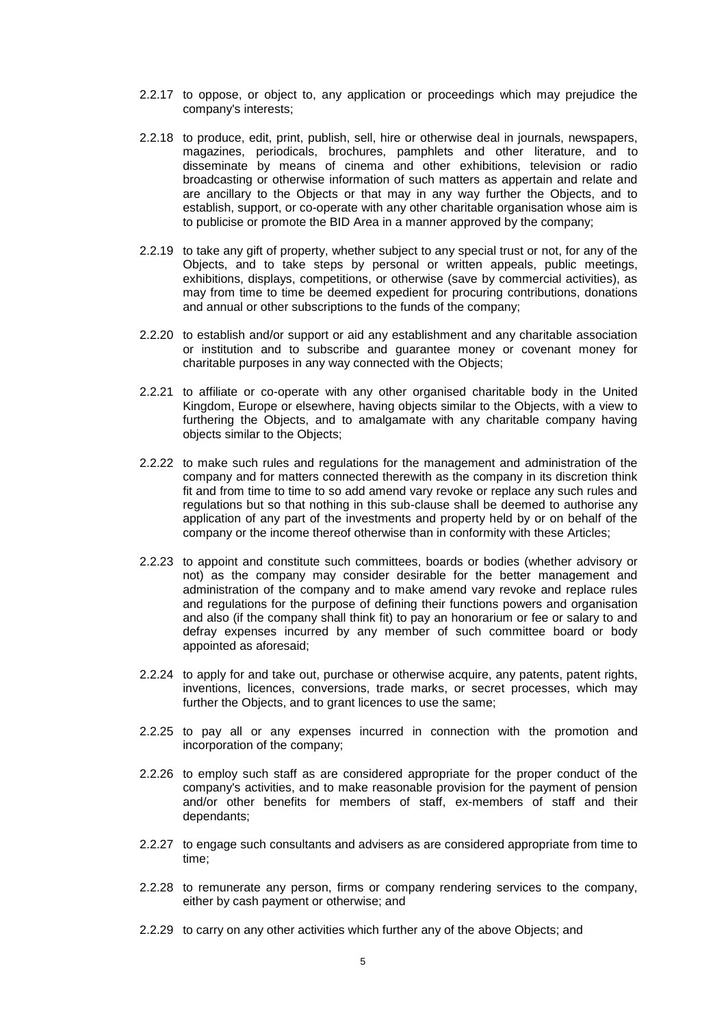2.2.17 to oppose, or object to, any application or proceedings which may prejudice the company's interests;

2.2.18 to produce, edit, print, publish, sell, hire or otherwise deal in journals, newspapers, magazines, periodicals, brochures, pamphlets and other literature, and to disseminate by means of cinema and other exhibitions, television or radio broadcasting or otherwise information of such matters as appertain and relate and are ancillary to the Objects or that may in any way further the Objects, and to establish, support, or co-operate with any other charitable organisation whose aim is to publicise or promote the BID Area in a manner approved by the company;

2.2.19 to take any gift of property, whether subject to any special trust or not, for any of the Objects, and to take steps by personal or written appeals, public meetings, exhibitions, displays, competitions, or otherwise (save by commercial activities), as may from time to time be deemed expedient for procuring contributions, donations and annual or other subscriptions to the funds of the company;

2.2.20 to establish and/or support or aid any establishment and any charitable association or institution and to subscribe and guarantee money or covenant money for charitable purposes in any way connected with the Objects;

2.2.21 to affiliate or co-operate with any other organised charitable body in the United Kingdom, Europe or elsewhere, having objects similar to the Objects, with a view to furthering the Objects, and to amalgamate with any charitable company having objects similar to the Objects;

2.2.22 to make such rules and regulations for the management and administration of the company and for matters connected therewith as the company in its discretion think fit and from time to time to so add amend vary revoke or replace any such rules and regulations but so that nothing in this sub-clause shall be deemed to authorise any application of any part of the investments and property held by or on behalf of the company or the income thereof otherwise than in conformity with these Articles;

2.2.23 to appoint and constitute such committees, boards or bodies (whether advisory or not) as the company may consider desirable for the better management and administration of the company and to make amend vary revoke and replace rules and regulations for the purpose of defining their functions powers and organisation and also (if the company shall think fit) to pay an honorarium or fee or salary to and defray expenses incurred by any member of such committee board or body appointed as aforesaid;

2.2.24 to apply for and take out, purchase or otherwise acquire, any patents, patent rights, inventions, licences, conversions, trade marks, or secret processes, which may further the Objects, and to grant licences to use the same;

2.2.25 to pay all or any expenses incurred in connection with the promotion and incorporation of the company;

2.2.26 to employ such staff as are considered appropriate for the proper conduct of the company's activities, and to make reasonable provision for the payment of pension and/or other benefits for members of staff, ex-members of staff and their dependants;

2.2.27 to engage such consultants and advisers as are considered appropriate from time to time;

2.2.28 to remunerate any person, firms or company rendering services to the company, either by cash payment or otherwise; and

2.2.29 to carry on any other activities which further any of the above Objects; and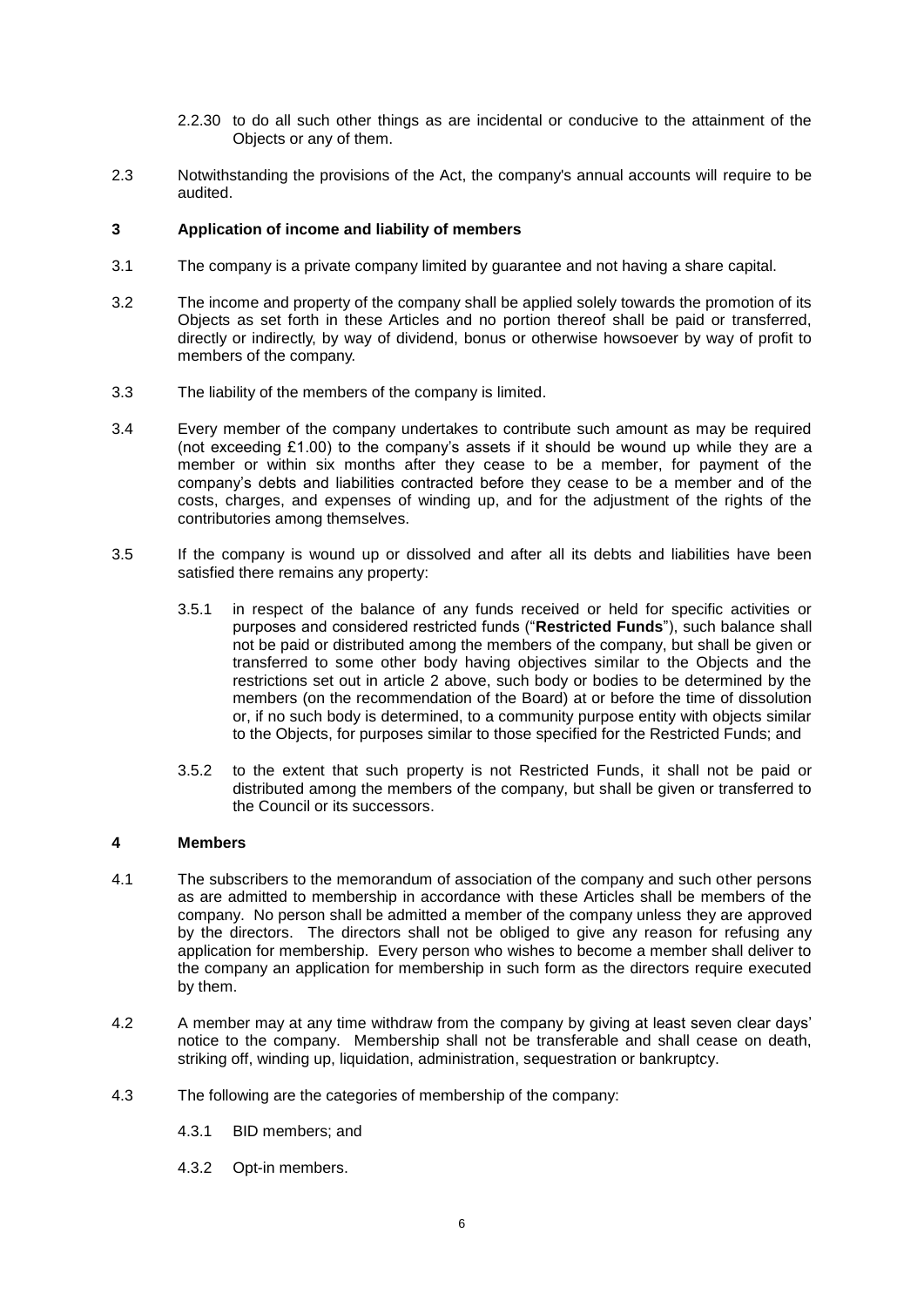2.2.30 to do all such other things as are incidental or conducive to the attainment of the Objects or any of them.

2.3 Notwithstanding the provisions of the Act, the company's annual accounts will require to be audited.

## 3 Application of income and liability of members

3.1 The company is a private company limited by guarantee and not having a share capital.

3.2 The income and property of the company shall be applied solely towards the promotion of its Objects as set forth in these Articles and no portion thereof shall be paid or transferred, directly or indirectly, by way of dividend, bonus or otherwise howsoever by way of profit to members of the company.

3.3 The liability of the members of the company is limited.

3.4 Every member of the company undertakes to contribute such amount as may be required (not exceeding £1.00) to the company's assets if it should be wound up while they are a member or within six months after they cease to be a member, for payment of the company's debts and liabilities contracted before they cease to be a member and of the costs, charges, and expenses of winding up, and for the adjustment of the rights of the contributories among themselves.

3.5 If the company is wound up or dissolved and after all its debts and liabilities have been satisfied there remains any property:

3.5.1 in respect of the balance of any funds received or held for specific activities or purposes and considered restricted funds ("**Restricted Funds**"), such balance shall not be paid or distributed among the members of the company, but shall be given or transferred to some other body having objectives similar to the Objects and the restrictions set out in article 2 above, such body or bodies to be determined by the members (on the recommendation of the Board) at or before the time of dissolution or, if no such body is determined, to a community purpose entity with objects similar to the Objects, for purposes similar to those specified for the Restricted Funds; and

3.5.2 to the extent that such property is not Restricted Funds, it shall not be paid or distributed among the members of the company, but shall be given or transferred to the Council or its successors.

## 4 Members

4.1 The subscribers to the memorandum of association of the company and such other persons as are admitted to membership in accordance with these Articles shall be members of the company. No person shall be admitted a member of the company unless they are approved by the directors. The directors shall not be obliged to give any reason for refusing any application for membership. Every person who wishes to become a member shall deliver to the company an application for membership in such form as the directors require executed by them.

4.2 A member may at any time withdraw from the company by giving at least seven clear days' notice to the company. Membership shall not be transferable and shall cease on death, striking off, winding up, liquidation, administration, sequestration or bankruptcy.

4.3 The following are the categories of membership of the company:

4.3.1 BID members; and

4.3.2 Opt-in members.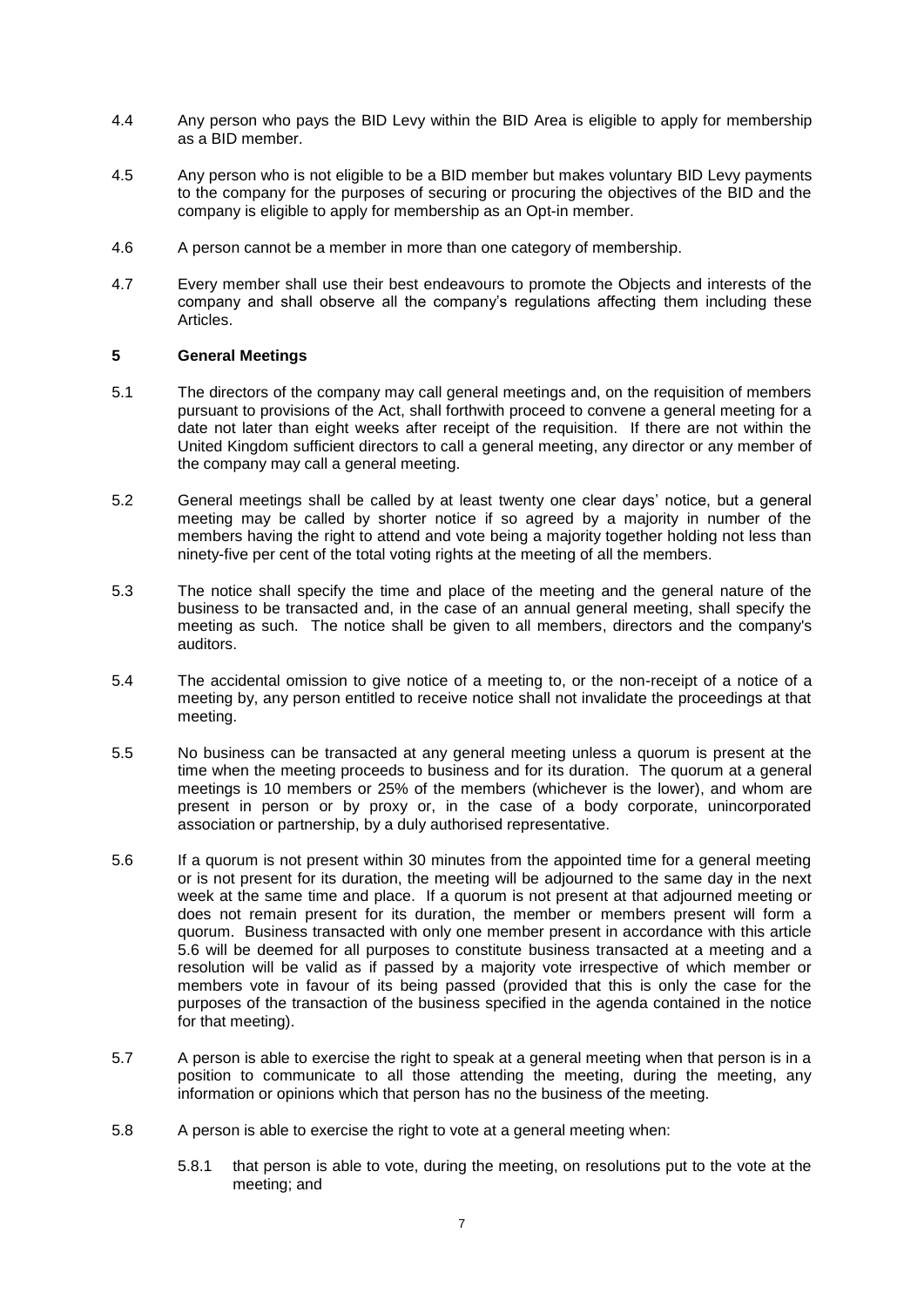4.4 Any person who pays the BID Levy within the BID Area is eligible to apply for membership as a BID member.

4.5 Any person who is not eligible to be a BID member but makes voluntary BID Levy payments to the company for the purposes of securing or procuring the objectives of the BID and the company is eligible to apply for membership as an Opt-in member.

4.6 A person cannot be a member in more than one category of membership.

4.7 Every member shall use their best endeavours to promote the Objects and interests of the company and shall observe all the company's regulations affecting them including these Articles.

## 5 General Meetings

5.1 The directors of the company may call general meetings and, on the requisition of members pursuant to provisions of the Act, shall forthwith proceed to convene a general meeting for a date not later than eight weeks after receipt of the requisition. If there are not within the United Kingdom sufficient directors to call a general meeting, any director or any member of the company may call a general meeting.

5.2 General meetings shall be called by at least twenty one clear days' notice, but a general meeting may be called by shorter notice if so agreed by a majority in number of the members having the right to attend and vote being a majority together holding not less than ninety-five per cent of the total voting rights at the meeting of all the members.

5.3 The notice shall specify the time and place of the meeting and the general nature of the business to be transacted and, in the case of an annual general meeting, shall specify the meeting as such. The notice shall be given to all members, directors and the company's auditors.

5.4 The accidental omission to give notice of a meeting to, or the non-receipt of a notice of a meeting by, any person entitled to receive notice shall not invalidate the proceedings at that meeting.

5.5 No business can be transacted at any general meeting unless a quorum is present at the time when the meeting proceeds to business and for its duration. The quorum at a general meetings is 10 members or 25% of the members (whichever is the lower), and whom are present in person or by proxy or, in the case of a body corporate, unincorporated association or partnership, by a duly authorised representative.

5.6 If a quorum is not present within 30 minutes from the appointed time for a general meeting or is not present for its duration, the meeting will be adjourned to the same day in the next week at the same time and place. If a quorum is not present at that adjourned meeting or does not remain present for its duration, the member or members present will form a quorum. Business transacted with only one member present in accordance with this article 5.6 will be deemed for all purposes to constitute business transacted at a meeting and a resolution will be valid as if passed by a majority vote irrespective of which member or members vote in favour of its being passed (provided that this is only the case for the purposes of the transaction of the business specified in the agenda contained in the notice for that meeting).

5.7 A person is able to exercise the right to speak at a general meeting when that person is in a position to communicate to all those attending the meeting, during the meeting, any information or opinions which that person has no the business of the meeting.

5.8 A person is able to exercise the right to vote at a general meeting when:

5.8.1 that person is able to vote, during the meeting, on resolutions put to the vote at the meeting; and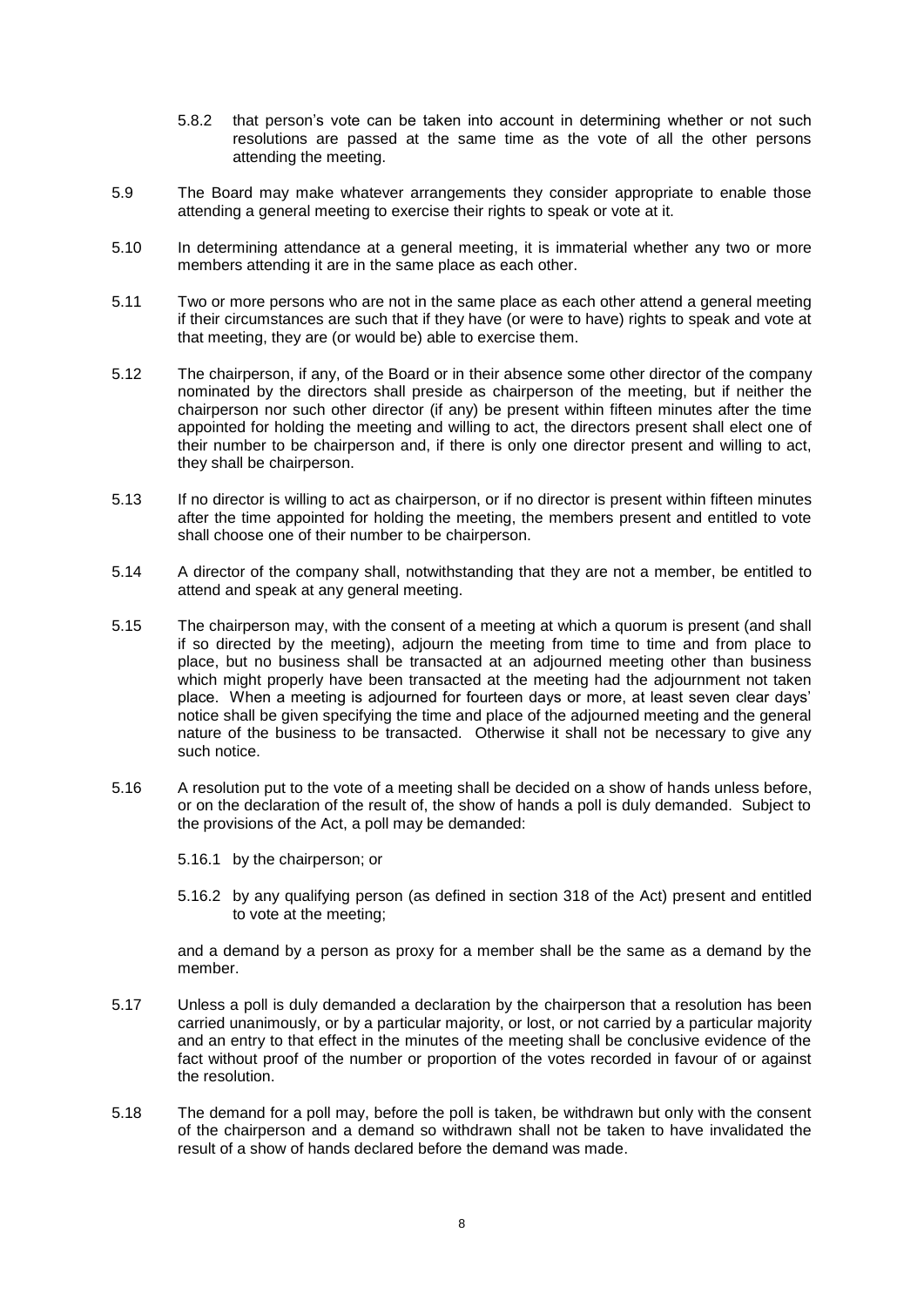5.8.2 that person's vote can be taken into account in determining whether or not such resolutions are passed at the same time as the vote of all the other persons attending the meeting.

5.9 The Board may make whatever arrangements they consider appropriate to enable those attending a general meeting to exercise their rights to speak or vote at it.

5.10 In determining attendance at a general meeting, it is immaterial whether any two or more members attending it are in the same place as each other.

5.11 Two or more persons who are not in the same place as each other attend a general meeting if their circumstances are such that if they have (or were to have) rights to speak and vote at that meeting, they are (or would be) able to exercise them.

5.12 The chairperson, if any, of the Board or in their absence some other director of the company nominated by the directors shall preside as chairperson of the meeting, but if neither the chairperson nor such other director (if any) be present within fifteen minutes after the time appointed for holding the meeting and willing to act, the directors present shall elect one of their number to be chairperson and, if there is only one director present and willing to act, they shall be chairperson.

5.13 If no director is willing to act as chairperson, or if no director is present within fifteen minutes after the time appointed for holding the meeting, the members present and entitled to vote shall choose one of their number to be chairperson.

5.14 A director of the company shall, notwithstanding that they are not a member, be entitled to attend and speak at any general meeting.

5.15 The chairperson may, with the consent of a meeting at which a quorum is present (and shall if so directed by the meeting), adjourn the meeting from time to time and from place to place, but no business shall be transacted at an adjourned meeting other than business which might properly have been transacted at the meeting had the adjournment not taken place. When a meeting is adjourned for fourteen days or more, at least seven clear days' notice shall be given specifying the time and place of the adjourned meeting and the general nature of the business to be transacted. Otherwise it shall not be necessary to give any such notice.

5.16 A resolution put to the vote of a meeting shall be decided on a show of hands unless before, or on the declaration of the result of, the show of hands a poll is duly demanded. Subject to the provisions of the Act, a poll may be demanded:

5.16.1 by the chairperson; or

5.16.2 by any qualifying person (as defined in section 318 of the Act) present and entitled to vote at the meeting;

and a demand by a person as proxy for a member shall be the same as a demand by the member.

5.17 Unless a poll is duly demanded a declaration by the chairperson that a resolution has been carried unanimously, or by a particular majority, or lost, or not carried by a particular majority and an entry to that effect in the minutes of the meeting shall be conclusive evidence of the fact without proof of the number or proportion of the votes recorded in favour of or against the resolution.

5.18 The demand for a poll may, before the poll is taken, be withdrawn but only with the consent of the chairperson and a demand so withdrawn shall not be taken to have invalidated the result of a show of hands declared before the demand was made.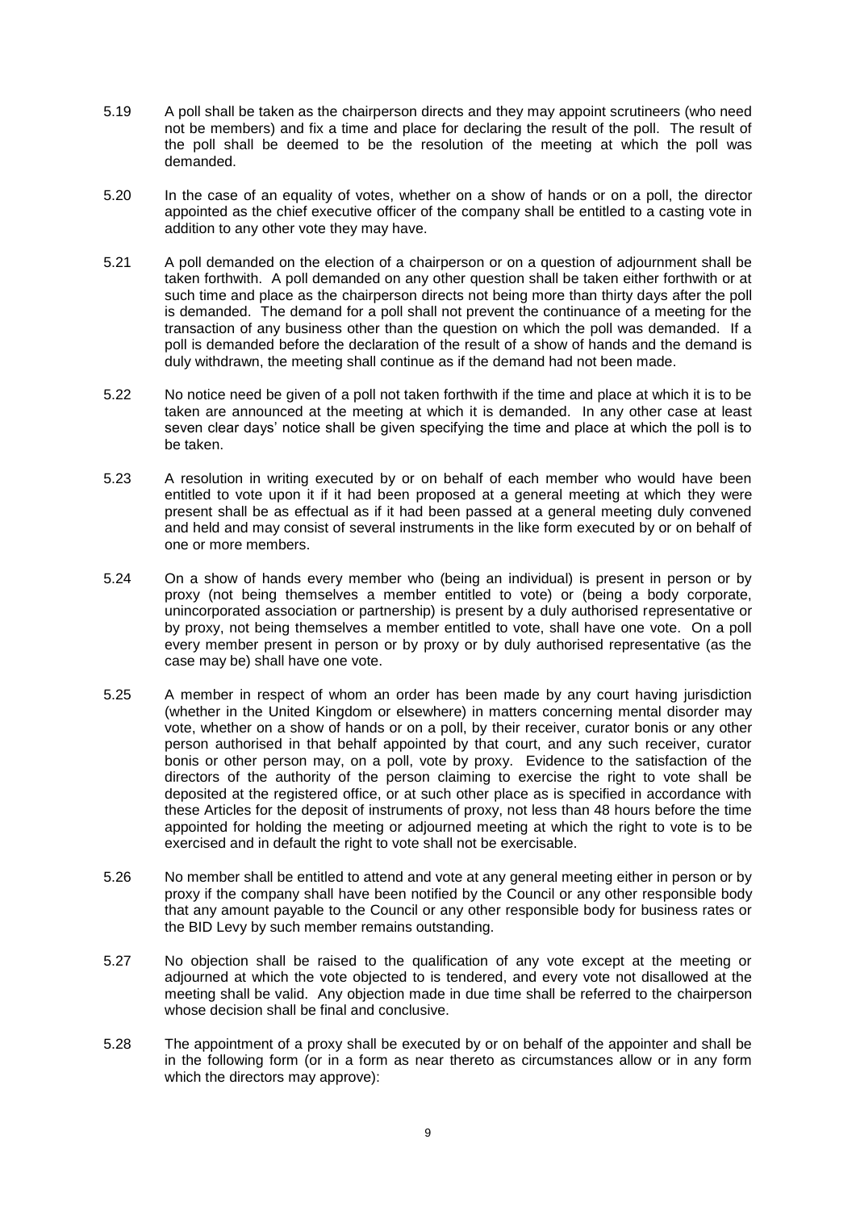5.19 A poll shall be taken as the chairperson directs and they may appoint scrutineers (who need not be members) and fix a time and place for declaring the result of the poll. The result of the poll shall be deemed to be the resolution of the meeting at which the poll was demanded.

5.20 In the case of an equality of votes, whether on a show of hands or on a poll, the director appointed as the chief executive officer of the company shall be entitled to a casting vote in addition to any other vote they may have.

5.21 A poll demanded on the election of a chairperson or on a question of adjournment shall be taken forthwith. A poll demanded on any other question shall be taken either forthwith or at such time and place as the chairperson directs not being more than thirty days after the poll is demanded. The demand for a poll shall not prevent the continuance of a meeting for the transaction of any business other than the question on which the poll was demanded. If a poll is demanded before the declaration of the result of a show of hands and the demand is duly withdrawn, the meeting shall continue as if the demand had not been made.

5.22 No notice need be given of a poll not taken forthwith if the time and place at which it is to be taken are announced at the meeting at which it is demanded. In any other case at least seven clear days' notice shall be given specifying the time and place at which the poll is to be taken.

5.23 A resolution in writing executed by or on behalf of each member who would have been entitled to vote upon it if it had been proposed at a general meeting at which they were present shall be as effectual as if it had been passed at a general meeting duly convened and held and may consist of several instruments in the like form executed by or on behalf of one or more members.

5.24 On a show of hands every member who (being an individual) is present in person or by proxy (not being themselves a member entitled to vote) or (being a body corporate, unincorporated association or partnership) is present by a duly authorised representative or by proxy, not being themselves a member entitled to vote, shall have one vote. On a poll every member present in person or by proxy or by duly authorised representative (as the case may be) shall have one vote.

5.25 A member in respect of whom an order has been made by any court having jurisdiction (whether in the United Kingdom or elsewhere) in matters concerning mental disorder may vote, whether on a show of hands or on a poll, by their receiver, curator bonis or any other person authorised in that behalf appointed by that court, and any such receiver, curator bonis or other person may, on a poll, vote by proxy. Evidence to the satisfaction of the directors of the authority of the person claiming to exercise the right to vote shall be deposited at the registered office, or at such other place as is specified in accordance with these Articles for the deposit of instruments of proxy, not less than 48 hours before the time appointed for holding the meeting or adjourned meeting at which the right to vote is to be exercised and in default the right to vote shall not be exercisable.

5.26 No member shall be entitled to attend and vote at any general meeting either in person or by proxy if the company shall have been notified by the Council or any other responsible body that any amount payable to the Council or any other responsible body for business rates or the BID Levy by such member remains outstanding.

5.27 No objection shall be raised to the qualification of any vote except at the meeting or adjourned at which the vote objected to is tendered, and every vote not disallowed at the meeting shall be valid. Any objection made in due time shall be referred to the chairperson whose decision shall be final and conclusive.

5.28 The appointment of a proxy shall be executed by or on behalf of the appointer and shall be in the following form (or in a form as near thereto as circumstances allow or in any form which the directors may approve):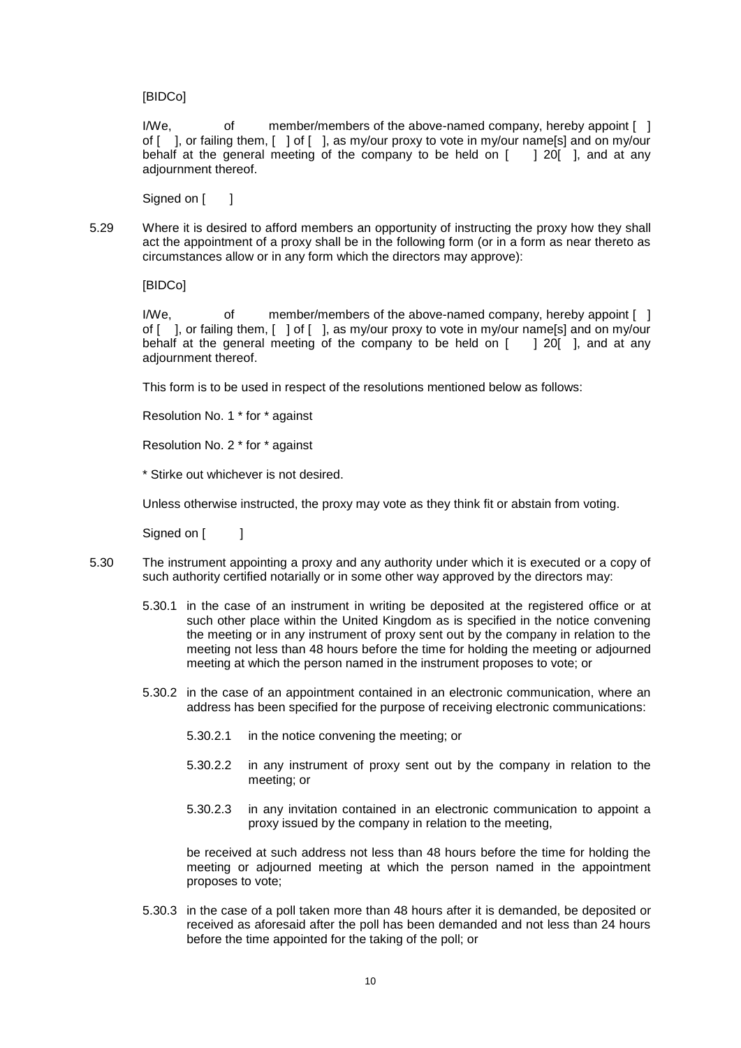[BIDCo]

I/We, of member/members of the above-named company, hereby appoint [ ] of [ ], or failing them, [ ] of [ ], as my/our proxy to vote in my/our name[s] and on my/our behalf at the general meeting of the company to be held on [ ] 20[ ], and at any adjournment thereof.

Signed on [ ]

5.29 Where it is desired to afford members an opportunity of instructing the proxy how they shall act the appointment of a proxy shall be in the following form (or in a form as near thereto as circumstances allow or in any form which the directors may approve):

[BIDCo]

I/We, of member/members of the above-named company, hereby appoint [ ] of [ ], or failing them, [ ] of [ ], as my/our proxy to vote in my/our name[s] and on my/our behalf at the general meeting of the company to be held on [ ] 20[ ], and at any adjournment thereof.

This form is to be used in respect of the resolutions mentioned below as follows:

Resolution No. 1 * for * against

Resolution No. 2 * for * against

* Stirke out whichever is not desired.

Unless otherwise instructed, the proxy may vote as they think fit or abstain from voting.

Signed on [ ]

5.30 The instrument appointing a proxy and any authority under which it is executed or a copy of such authority certified notarially or in some other way approved by the directors may:

5.30.1 in the case of an instrument in writing be deposited at the registered office or at such other place within the United Kingdom as is specified in the notice convening the meeting or in any instrument of proxy sent out by the company in relation to the meeting not less than 48 hours before the time for holding the meeting or adjourned meeting at which the person named in the instrument proposes to vote; or

5.30.2 in the case of an appointment contained in an electronic communication, where an address has been specified for the purpose of receiving electronic communications:

5.30.2.1 in the notice convening the meeting; or

5.30.2.2 in any instrument of proxy sent out by the company in relation to the meeting; or

5.30.2.3 in any invitation contained in an electronic communication to appoint a proxy issued by the company in relation to the meeting,

be received at such address not less than 48 hours before the time for holding the meeting or adjourned meeting at which the person named in the appointment proposes to vote;

5.30.3 in the case of a poll taken more than 48 hours after it is demanded, be deposited or received as aforesaid after the poll has been demanded and not less than 24 hours before the time appointed for the taking of the poll; or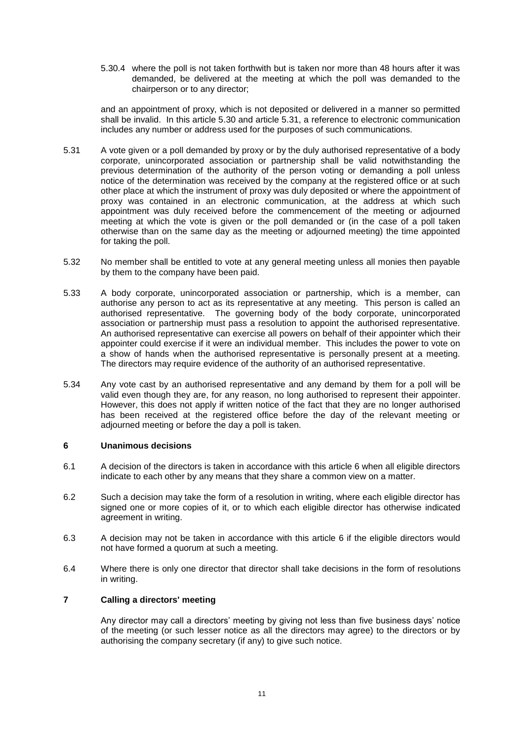5.30.4 where the poll is not taken forthwith but is taken nor more than 48 hours after it was demanded, be delivered at the meeting at which the poll was demanded to the chairperson or to any director;

and an appointment of proxy, which is not deposited or delivered in a manner so permitted shall be invalid. In this article 5.30 and article 5.31, a reference to electronic communication includes any number or address used for the purposes of such communications.

5.31 A vote given or a poll demanded by proxy or by the duly authorised representative of a body corporate, unincorporated association or partnership shall be valid notwithstanding the previous determination of the authority of the person voting or demanding a poll unless notice of the determination was received by the company at the registered office or at such other place at which the instrument of proxy was duly deposited or where the appointment of proxy was contained in an electronic communication, at the address at which such appointment was duly received before the commencement of the meeting or adjourned meeting at which the vote is given or the poll demanded or (in the case of a poll taken otherwise than on the same day as the meeting or adjourned meeting) the time appointed for taking the poll.

5.32 No member shall be entitled to vote at any general meeting unless all monies then payable by them to the company have been paid.

5.33 A body corporate, unincorporated association or partnership, which is a member, can authorise any person to act as its representative at any meeting. This person is called an authorised representative. The governing body of the body corporate, unincorporated association or partnership must pass a resolution to appoint the authorised representative. An authorised representative can exercise all powers on behalf of their appointer which their appointer could exercise if it were an individual member. This includes the power to vote on a show of hands when the authorised representative is personally present at a meeting. The directors may require evidence of the authority of an authorised representative.

5.34 Any vote cast by an authorised representative and any demand by them for a poll will be valid even though they are, for any reason, no long authorised to represent their appointer. However, this does not apply if written notice of the fact that they are no longer authorised has been received at the registered office before the day of the relevant meeting or adjourned meeting or before the day a poll is taken.

## 6 Unanimous decisions

6.1 A decision of the directors is taken in accordance with this article 6 when all eligible directors indicate to each other by any means that they share a common view on a matter.

6.2 Such a decision may take the form of a resolution in writing, where each eligible director has signed one or more copies of it, or to which each eligible director has otherwise indicated agreement in writing.

6.3 A decision may not be taken in accordance with this article 6 if the eligible directors would not have formed a quorum at such a meeting.

6.4 Where there is only one director that director shall take decisions in the form of resolutions in writing.

## 7 Calling a directors' meeting

Any director may call a directors' meeting by giving not less than five business days' notice of the meeting (or such lesser notice as all the directors may agree) to the directors or by authorising the company secretary (if any) to give such notice.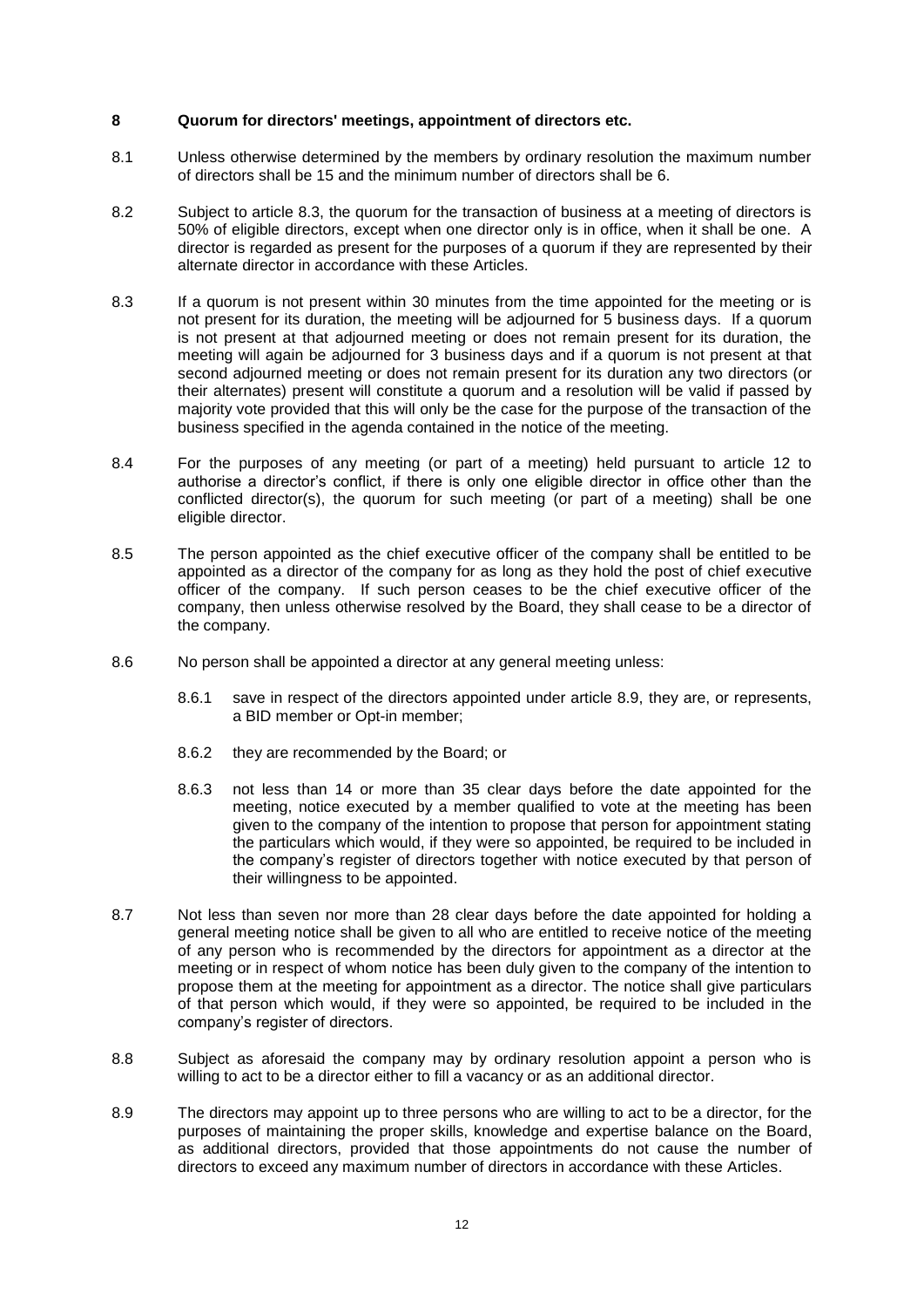## 8 Quorum for directors' meetings, appointment of directors etc.

8.1 Unless otherwise determined by the members by ordinary resolution the maximum number of directors shall be 15 and the minimum number of directors shall be 6.

8.2 Subject to article 8.3, the quorum for the transaction of business at a meeting of directors is 50% of eligible directors, except when one director only is in office, when it shall be one. A director is regarded as present for the purposes of a quorum if they are represented by their alternate director in accordance with these Articles.

8.3 If a quorum is not present within 30 minutes from the time appointed for the meeting or is not present for its duration, the meeting will be adjourned for 5 business days. If a quorum is not present at that adjourned meeting or does not remain present for its duration, the meeting will again be adjourned for 3 business days and if a quorum is not present at that second adjourned meeting or does not remain present for its duration any two directors (or their alternates) present will constitute a quorum and a resolution will be valid if passed by majority vote provided that this will only be the case for the purpose of the transaction of the business specified in the agenda contained in the notice of the meeting.

8.4 For the purposes of any meeting (or part of a meeting) held pursuant to article 12 to authorise a director's conflict, if there is only one eligible director in office other than the conflicted director(s), the quorum for such meeting (or part of a meeting) shall be one eligible director.

8.5 The person appointed as the chief executive officer of the company shall be entitled to be appointed as a director of the company for as long as they hold the post of chief executive officer of the company. If such person ceases to be the chief executive officer of the company, then unless otherwise resolved by the Board, they shall cease to be a director of the company.

8.6 No person shall be appointed a director at any general meeting unless:

8.6.1 save in respect of the directors appointed under article 8.9, they are, or represents, a BID member or Opt-in member;

8.6.2 they are recommended by the Board; or

8.6.3 not less than 14 or more than 35 clear days before the date appointed for the meeting, notice executed by a member qualified to vote at the meeting has been given to the company of the intention to propose that person for appointment stating the particulars which would, if they were so appointed, be required to be included in the company's register of directors together with notice executed by that person of their willingness to be appointed.

8.7 Not less than seven nor more than 28 clear days before the date appointed for holding a general meeting notice shall be given to all who are entitled to receive notice of the meeting of any person who is recommended by the directors for appointment as a director at the meeting or in respect of whom notice has been duly given to the company of the intention to propose them at the meeting for appointment as a director. The notice shall give particulars of that person which would, if they were so appointed, be required to be included in the company's register of directors.

8.8 Subject as aforesaid the company may by ordinary resolution appoint a person who is willing to act to be a director either to fill a vacancy or as an additional director.

8.9 The directors may appoint up to three persons who are willing to act to be a director, for the purposes of maintaining the proper skills, knowledge and expertise balance on the Board, as additional directors, provided that those appointments do not cause the number of directors to exceed any maximum number of directors in accordance with these Articles.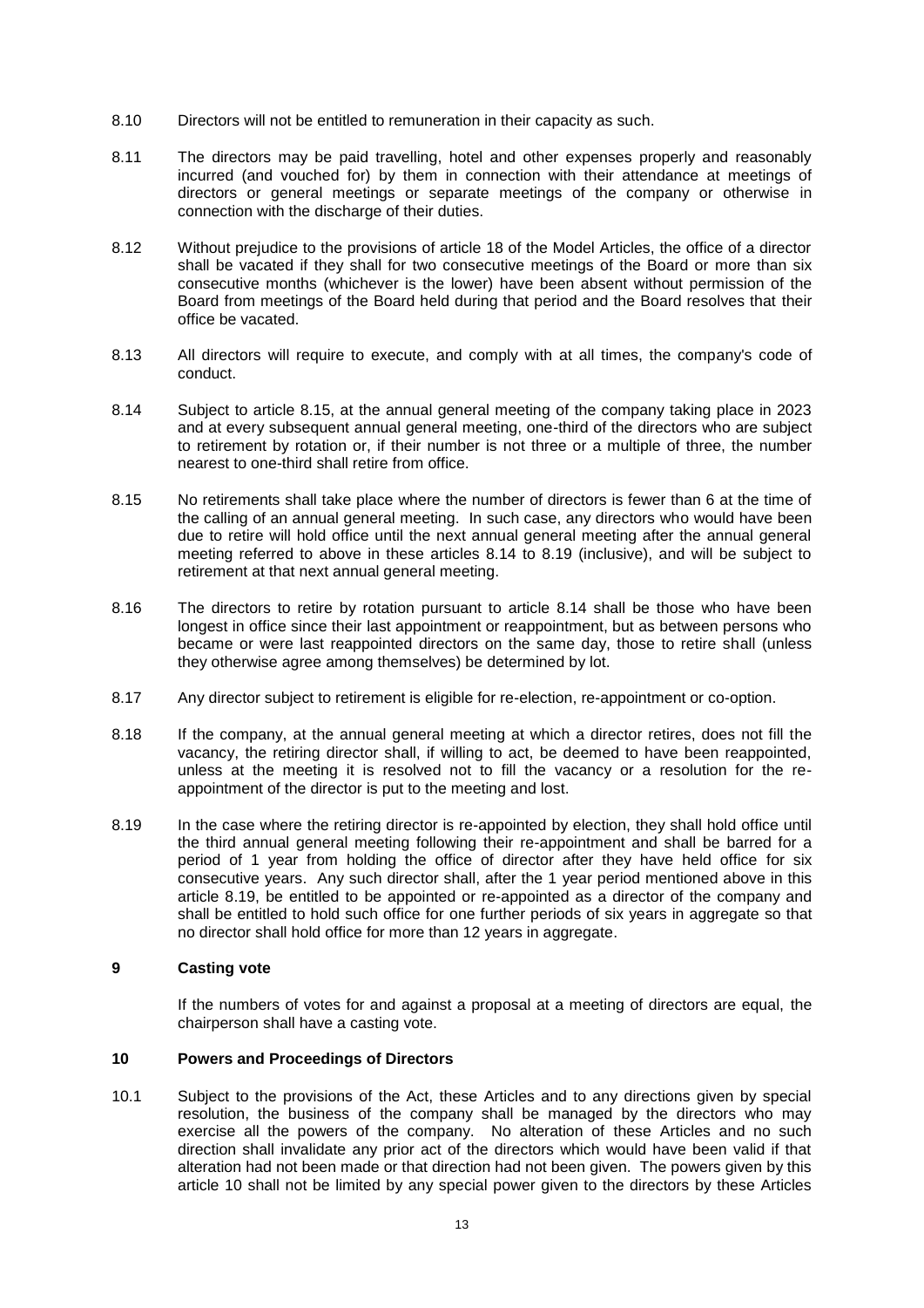8.10 Directors will not be entitled to remuneration in their capacity as such.

8.11 The directors may be paid travelling, hotel and other expenses properly and reasonably incurred (and vouched for) by them in connection with their attendance at meetings of directors or general meetings or separate meetings of the company or otherwise in connection with the discharge of their duties.

8.12 Without prejudice to the provisions of article 18 of the Model Articles, the office of a director shall be vacated if they shall for two consecutive meetings of the Board or more than six consecutive months (whichever is the lower) have been absent without permission of the Board from meetings of the Board held during that period and the Board resolves that their office be vacated.

8.13 All directors will require to execute, and comply with at all times, the company's code of conduct.

8.14 Subject to article 8.15, at the annual general meeting of the company taking place in 2023 and at every subsequent annual general meeting, one-third of the directors who are subject to retirement by rotation or, if their number is not three or a multiple of three, the number nearest to one-third shall retire from office.

8.15 No retirements shall take place where the number of directors is fewer than 6 at the time of the calling of an annual general meeting. In such case, any directors who would have been due to retire will hold office until the next annual general meeting after the annual general meeting referred to above in these articles 8.14 to 8.19 (inclusive), and will be subject to retirement at that next annual general meeting.

8.16 The directors to retire by rotation pursuant to article 8.14 shall be those who have been longest in office since their last appointment or reappointment, but as between persons who became or were last reappointed directors on the same day, those to retire shall (unless they otherwise agree among themselves) be determined by lot.

8.17 Any director subject to retirement is eligible for re-election, re-appointment or co-option.

8.18 If the company, at the annual general meeting at which a director retires, does not fill the vacancy, the retiring director shall, if willing to act, be deemed to have been reappointed, unless at the meeting it is resolved not to fill the vacancy or a resolution for the re-appointment of the director is put to the meeting and lost.

8.19 In the case where the retiring director is re-appointed by election, they shall hold office until the third annual general meeting following their re-appointment and shall be barred for a period of 1 year from holding the office of director after they have held office for six consecutive years. Any such director shall, after the 1 year period mentioned above in this article 8.19, be entitled to be appointed or re-appointed as a director of the company and shall be entitled to hold such office for one further periods of six years in aggregate so that no director shall hold office for more than 12 years in aggregate.

## 9 Casting vote

If the numbers of votes for and against a proposal at a meeting of directors are equal, the chairperson shall have a casting vote.

## 10 Powers and Proceedings of Directors

10.1 Subject to the provisions of the Act, these Articles and to any directions given by special resolution, the business of the company shall be managed by the directors who may exercise all the powers of the company. No alteration of these Articles and no such direction shall invalidate any prior act of the directors which would have been valid if that alteration had not been made or that direction had not been given. The powers given by this article 10 shall not be limited by any special power given to the directors by these Articles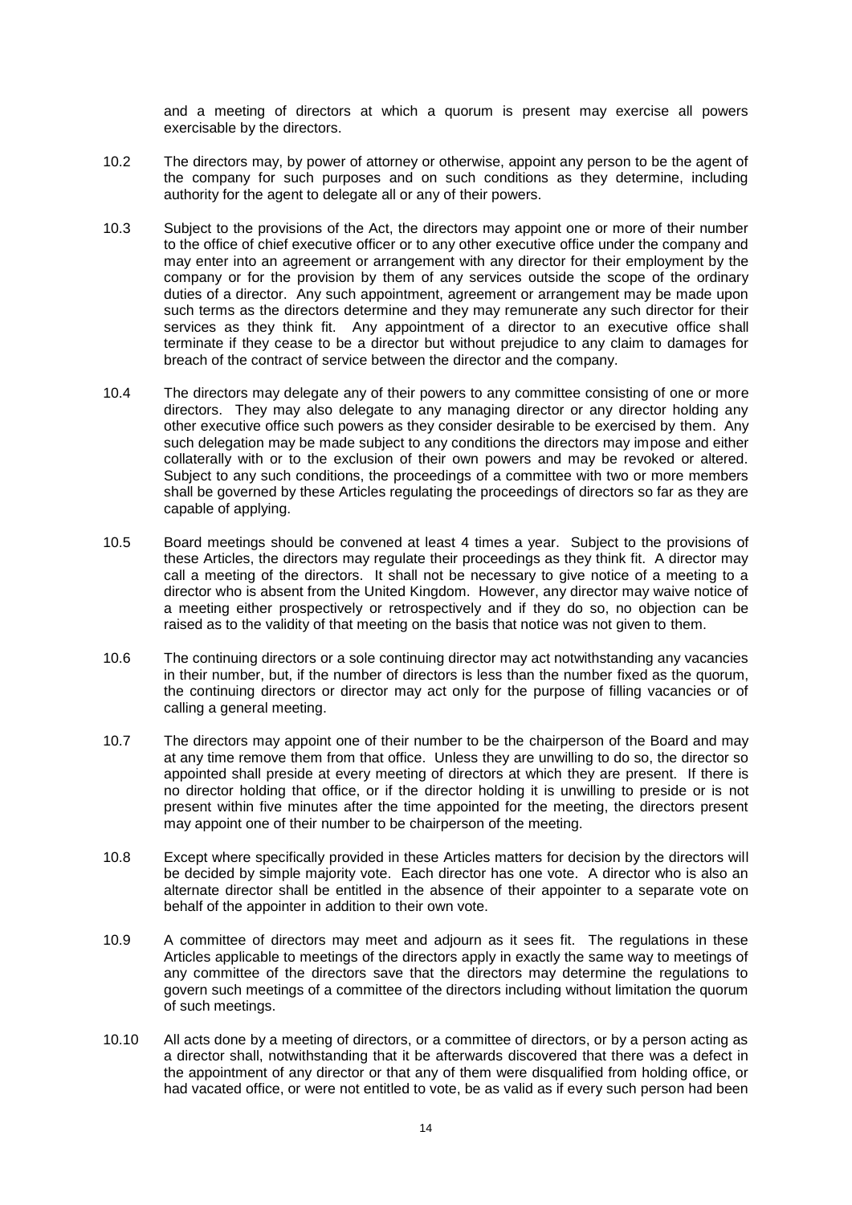and a meeting of directors at which a quorum is present may exercise all powers exercisable by the directors.

10.2 The directors may, by power of attorney or otherwise, appoint any person to be the agent of the company for such purposes and on such conditions as they determine, including authority for the agent to delegate all or any of their powers.

10.3 Subject to the provisions of the Act, the directors may appoint one or more of their number to the office of chief executive officer or to any other executive office under the company and may enter into an agreement or arrangement with any director for their employment by the company or for the provision by them of any services outside the scope of the ordinary duties of a director. Any such appointment, agreement or arrangement may be made upon such terms as the directors determine and they may remunerate any such director for their services as they think fit. Any appointment of a director to an executive office shall terminate if they cease to be a director but without prejudice to any claim to damages for breach of the contract of service between the director and the company.

10.4 The directors may delegate any of their powers to any committee consisting of one or more directors. They may also delegate to any managing director or any director holding any other executive office such powers as they consider desirable to be exercised by them. Any such delegation may be made subject to any conditions the directors may impose and either collaterally with or to the exclusion of their own powers and may be revoked or altered. Subject to any such conditions, the proceedings of a committee with two or more members shall be governed by these Articles regulating the proceedings of directors so far as they are capable of applying.

10.5 Board meetings should be convened at least 4 times a year. Subject to the provisions of these Articles, the directors may regulate their proceedings as they think fit. A director may call a meeting of the directors. It shall not be necessary to give notice of a meeting to a director who is absent from the United Kingdom. However, any director may waive notice of a meeting either prospectively or retrospectively and if they do so, no objection can be raised as to the validity of that meeting on the basis that notice was not given to them.

10.6 The continuing directors or a sole continuing director may act notwithstanding any vacancies in their number, but, if the number of directors is less than the number fixed as the quorum, the continuing directors or director may act only for the purpose of filling vacancies or of calling a general meeting.

10.7 The directors may appoint one of their number to be the chairperson of the Board and may at any time remove them from that office. Unless they are unwilling to do so, the director so appointed shall preside at every meeting of directors at which they are present. If there is no director holding that office, or if the director holding it is unwilling to preside or is not present within five minutes after the time appointed for the meeting, the directors present may appoint one of their number to be chairperson of the meeting.

10.8 Except where specifically provided in these Articles matters for decision by the directors will be decided by simple majority vote. Each director has one vote. A director who is also an alternate director shall be entitled in the absence of their appointer to a separate vote on behalf of the appointer in addition to their own vote.

10.9 A committee of directors may meet and adjourn as it sees fit. The regulations in these Articles applicable to meetings of the directors apply in exactly the same way to meetings of any committee of the directors save that the directors may determine the regulations to govern such meetings of a committee of the directors including without limitation the quorum of such meetings.

10.10 All acts done by a meeting of directors, or a committee of directors, or by a person acting as a director shall, notwithstanding that it be afterwards discovered that there was a defect in the appointment of any director or that any of them were disqualified from holding office, or had vacated office, or were not entitled to vote, be as valid as if every such person had been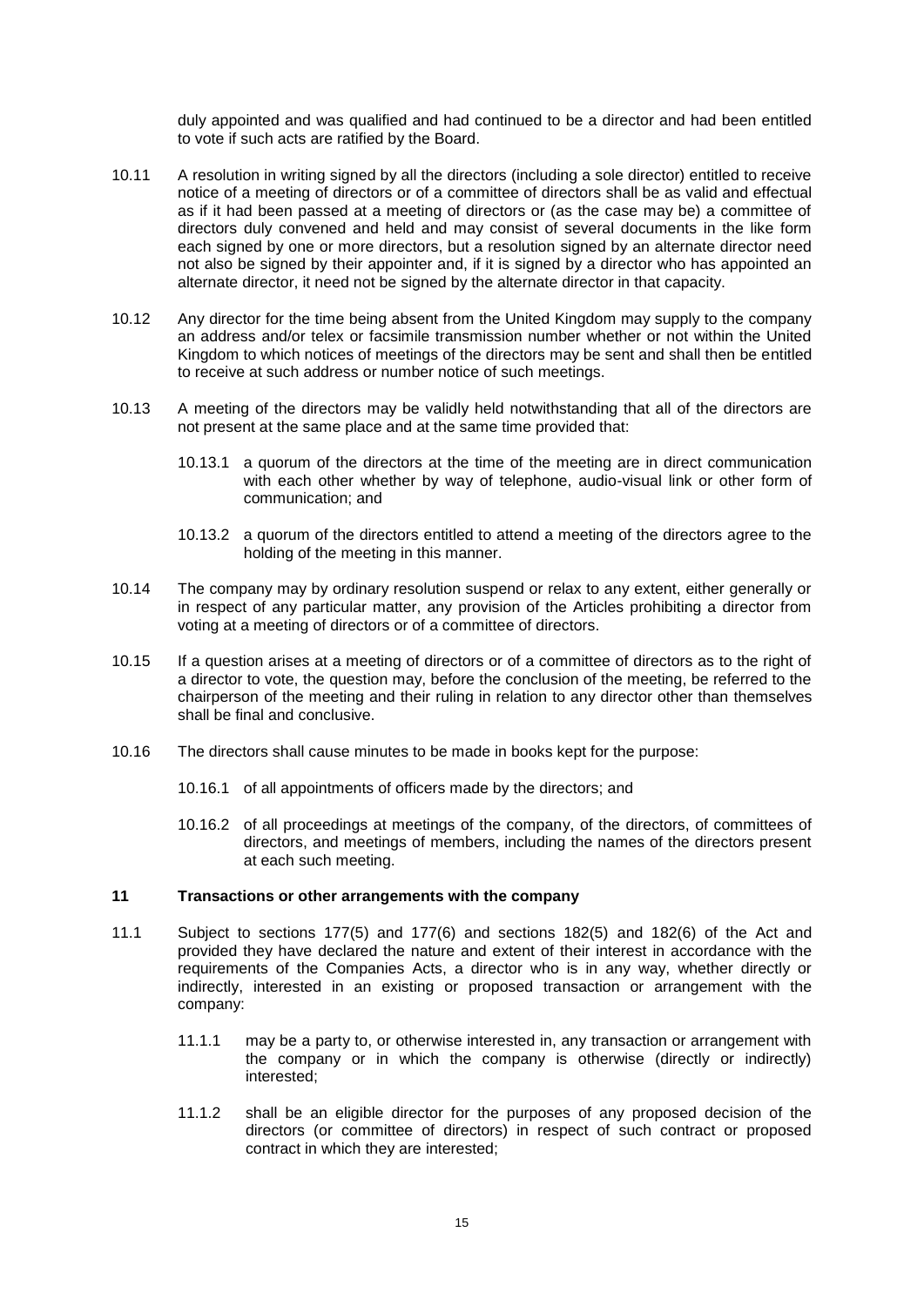duly appointed and was qualified and had continued to be a director and had been entitled to vote if such acts are ratified by the Board.

10.11 A resolution in writing signed by all the directors (including a sole director) entitled to receive notice of a meeting of directors or of a committee of directors shall be as valid and effectual as if it had been passed at a meeting of directors or (as the case may be) a committee of directors duly convened and held and may consist of several documents in the like form each signed by one or more directors, but a resolution signed by an alternate director need not also be signed by their appointer and, if it is signed by a director who has appointed an alternate director, it need not be signed by the alternate director in that capacity.

10.12 Any director for the time being absent from the United Kingdom may supply to the company an address and/or telex or facsimile transmission number whether or not within the United Kingdom to which notices of meetings of the directors may be sent and shall then be entitled to receive at such address or number notice of such meetings.

10.13 A meeting of the directors may be validly held notwithstanding that all of the directors are not present at the same place and at the same time provided that:

10.13.1 a quorum of the directors at the time of the meeting are in direct communication with each other whether by way of telephone, audio-visual link or other form of communication; and

10.13.2 a quorum of the directors entitled to attend a meeting of the directors agree to the holding of the meeting in this manner.

10.14 The company may by ordinary resolution suspend or relax to any extent, either generally or in respect of any particular matter, any provision of the Articles prohibiting a director from voting at a meeting of directors or of a committee of directors.

10.15 If a question arises at a meeting of directors or of a committee of directors as to the right of a director to vote, the question may, before the conclusion of the meeting, be referred to the chairperson of the meeting and their ruling in relation to any director other than themselves shall be final and conclusive.

10.16 The directors shall cause minutes to be made in books kept for the purpose:

10.16.1 of all appointments of officers made by the directors; and

10.16.2 of all proceedings at meetings of the company, of the directors, of committees of directors, and meetings of members, including the names of the directors present at each such meeting.

## 11 Transactions or other arrangements with the company

11.1 Subject to sections 177(5) and 177(6) and sections 182(5) and 182(6) of the Act and provided they have declared the nature and extent of their interest in accordance with the requirements of the Companies Acts, a director who is in any way, whether directly or indirectly, interested in an existing or proposed transaction or arrangement with the company:

11.1.1 may be a party to, or otherwise interested in, any transaction or arrangement with the company or in which the company is otherwise (directly or indirectly) interested;

11.1.2 shall be an eligible director for the purposes of any proposed decision of the directors (or committee of directors) in respect of such contract or proposed contract in which they are interested;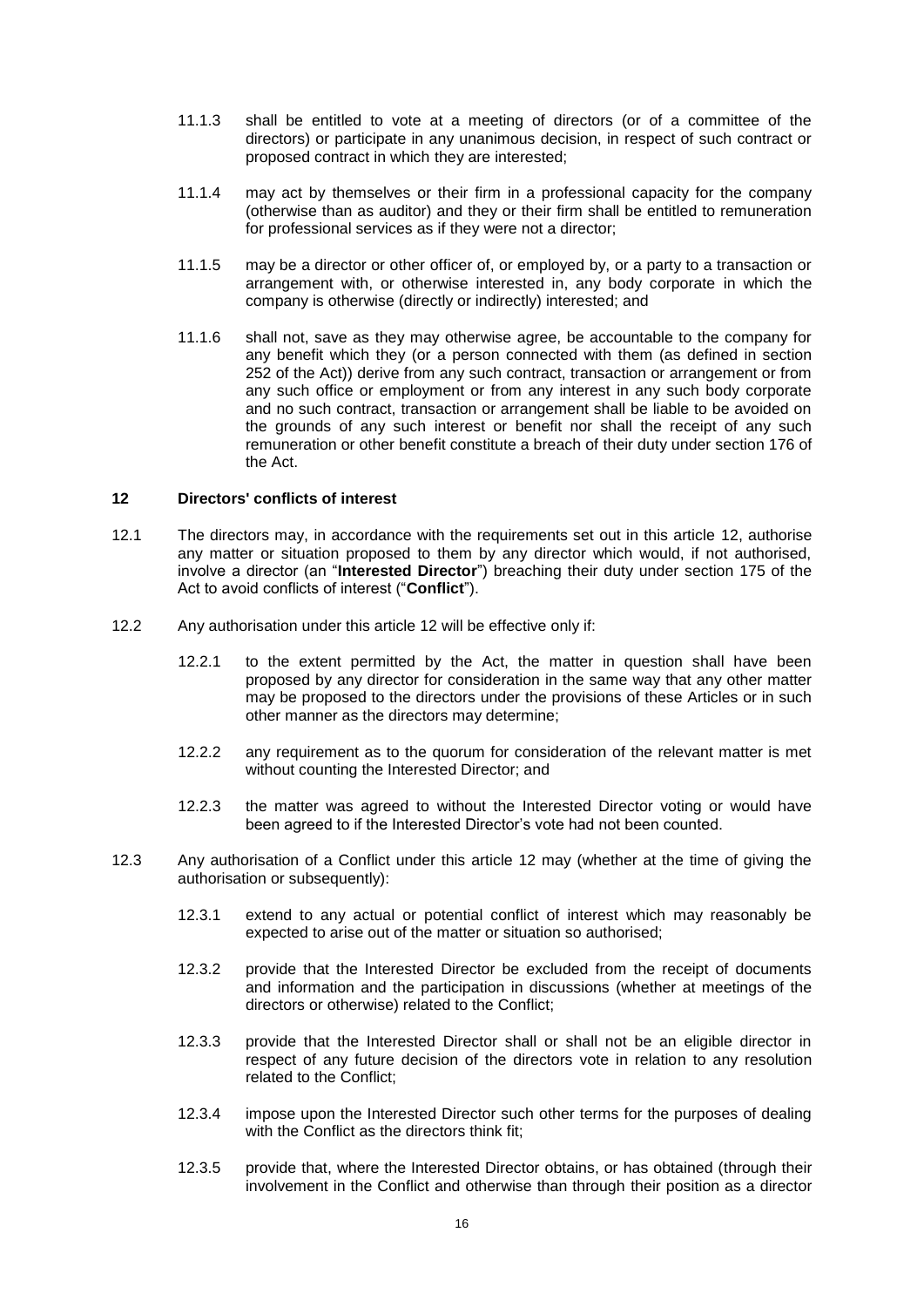11.1.3 shall be entitled to vote at a meeting of directors (or of a committee of the directors) or participate in any unanimous decision, in respect of such contract or proposed contract in which they are interested;

11.1.4 may act by themselves or their firm in a professional capacity for the company (otherwise than as auditor) and they or their firm shall be entitled to remuneration for professional services as if they were not a director;

11.1.5 may be a director or other officer of, or employed by, or a party to a transaction or arrangement with, or otherwise interested in, any body corporate in which the company is otherwise (directly or indirectly) interested; and

11.1.6 shall not, save as they may otherwise agree, be accountable to the company for any benefit which they (or a person connected with them (as defined in section 252 of the Act)) derive from any such contract, transaction or arrangement or from any such office or employment or from any interest in any such body corporate and no such contract, transaction or arrangement shall be liable to be avoided on the grounds of any such interest or benefit nor shall the receipt of any such remuneration or other benefit constitute a breach of their duty under section 176 of the Act.

## 12 Directors' conflicts of interest

12.1 The directors may, in accordance with the requirements set out in this article 12, authorise any matter or situation proposed to them by any director which would, if not authorised, involve a director (an "**Interested Director**") breaching their duty under section 175 of the Act to avoid conflicts of interest ("**Conflict**").

12.2 Any authorisation under this article 12 will be effective only if:

12.2.1 to the extent permitted by the Act, the matter in question shall have been proposed by any director for consideration in the same way that any other matter may be proposed to the directors under the provisions of these Articles or in such other manner as the directors may determine;

12.2.2 any requirement as to the quorum for consideration of the relevant matter is met without counting the Interested Director; and

12.2.3 the matter was agreed to without the Interested Director voting or would have been agreed to if the Interested Director's vote had not been counted.

12.3 Any authorisation of a Conflict under this article 12 may (whether at the time of giving the authorisation or subsequently):

12.3.1 extend to any actual or potential conflict of interest which may reasonably be expected to arise out of the matter or situation so authorised;

12.3.2 provide that the Interested Director be excluded from the receipt of documents and information and the participation in discussions (whether at meetings of the directors or otherwise) related to the Conflict;

12.3.3 provide that the Interested Director shall or shall not be an eligible director in respect of any future decision of the directors vote in relation to any resolution related to the Conflict;

12.3.4 impose upon the Interested Director such other terms for the purposes of dealing with the Conflict as the directors think fit;

12.3.5 provide that, where the Interested Director obtains, or has obtained (through their involvement in the Conflict and otherwise than through their position as a director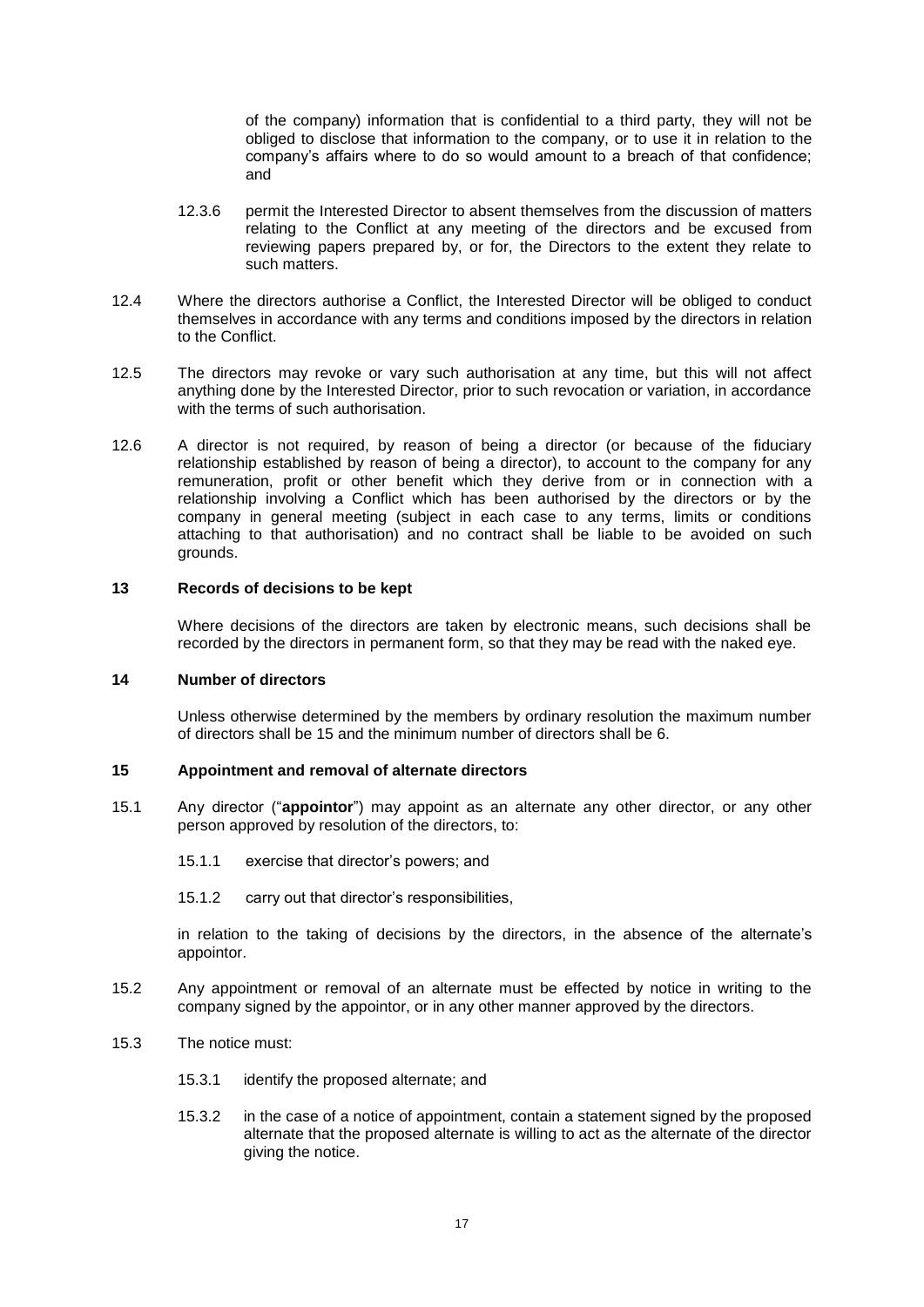of the company) information that is confidential to a third party, they will not be obliged to disclose that information to the company, or to use it in relation to the company's affairs where to do so would amount to a breach of that confidence; and

12.3.6 permit the Interested Director to absent themselves from the discussion of matters relating to the Conflict at any meeting of the directors and be excused from reviewing papers prepared by, or for, the Directors to the extent they relate to such matters.

12.4 Where the directors authorise a Conflict, the Interested Director will be obliged to conduct themselves in accordance with any terms and conditions imposed by the directors in relation to the Conflict.

12.5 The directors may revoke or vary such authorisation at any time, but this will not affect anything done by the Interested Director, prior to such revocation or variation, in accordance with the terms of such authorisation.

12.6 A director is not required, by reason of being a director (or because of the fiduciary relationship established by reason of being a director), to account to the company for any remuneration, profit or other benefit which they derive from or in connection with a relationship involving a Conflict which has been authorised by the directors or by the company in general meeting (subject in each case to any terms, limits or conditions attaching to that authorisation) and no contract shall be liable to be avoided on such grounds.

**13 Records of decisions to be kept**

Where decisions of the directors are taken by electronic means, such decisions shall be recorded by the directors in permanent form, so that they may be read with the naked eye.

**14 Number of directors**

Unless otherwise determined by the members by ordinary resolution the maximum number of directors shall be 15 and the minimum number of directors shall be 6.

**15 Appointment and removal of alternate directors**

15.1 Any director ("**appointor**") may appoint as an alternate any other director, or any other person approved by resolution of the directors, to:

15.1.1 exercise that director's powers; and

15.1.2 carry out that director's responsibilities,

in relation to the taking of decisions by the directors, in the absence of the alternate's appointor.

15.2 Any appointment or removal of an alternate must be effected by notice in writing to the company signed by the appointor, or in any other manner approved by the directors.

15.3 The notice must:

15.3.1 identify the proposed alternate; and

15.3.2 in the case of a notice of appointment, contain a statement signed by the proposed alternate that the proposed alternate is willing to act as the alternate of the director giving the notice.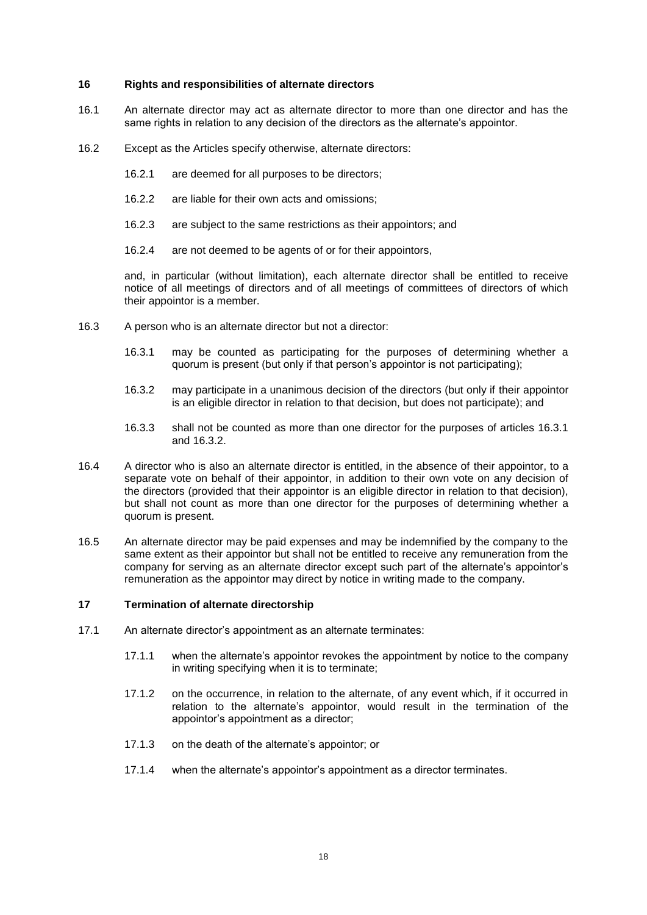## 16 Rights and responsibilities of alternate directors

16.1 An alternate director may act as alternate director to more than one director and has the same rights in relation to any decision of the directors as the alternate's appointor.

16.2 Except as the Articles specify otherwise, alternate directors:

16.2.1 are deemed for all purposes to be directors;

16.2.2 are liable for their own acts and omissions;

16.2.3 are subject to the same restrictions as their appointors; and

16.2.4 are not deemed to be agents of or for their appointors,

and, in particular (without limitation), each alternate director shall be entitled to receive notice of all meetings of directors and of all meetings of committees of directors of which their appointor is a member.

16.3 A person who is an alternate director but not a director:

16.3.1 may be counted as participating for the purposes of determining whether a quorum is present (but only if that person's appointor is not participating);

16.3.2 may participate in a unanimous decision of the directors (but only if their appointor is an eligible director in relation to that decision, but does not participate); and

16.3.3 shall not be counted as more than one director for the purposes of articles 16.3.1 and 16.3.2.

16.4 A director who is also an alternate director is entitled, in the absence of their appointor, to a separate vote on behalf of their appointor, in addition to their own vote on any decision of the directors (provided that their appointor is an eligible director in relation to that decision), but shall not count as more than one director for the purposes of determining whether a quorum is present.

16.5 An alternate director may be paid expenses and may be indemnified by the company to the same extent as their appointor but shall not be entitled to receive any remuneration from the company for serving as an alternate director except such part of the alternate's appointor's remuneration as the appointor may direct by notice in writing made to the company.

## 17 Termination of alternate directorship

17.1 An alternate director's appointment as an alternate terminates:

17.1.1 when the alternate's appointor revokes the appointment by notice to the company in writing specifying when it is to terminate;

17.1.2 on the occurrence, in relation to the alternate, of any event which, if it occurred in relation to the alternate's appointor, would result in the termination of the appointor's appointment as a director;

17.1.3 on the death of the alternate's appointor; or

17.1.4 when the alternate's appointor's appointment as a director terminates.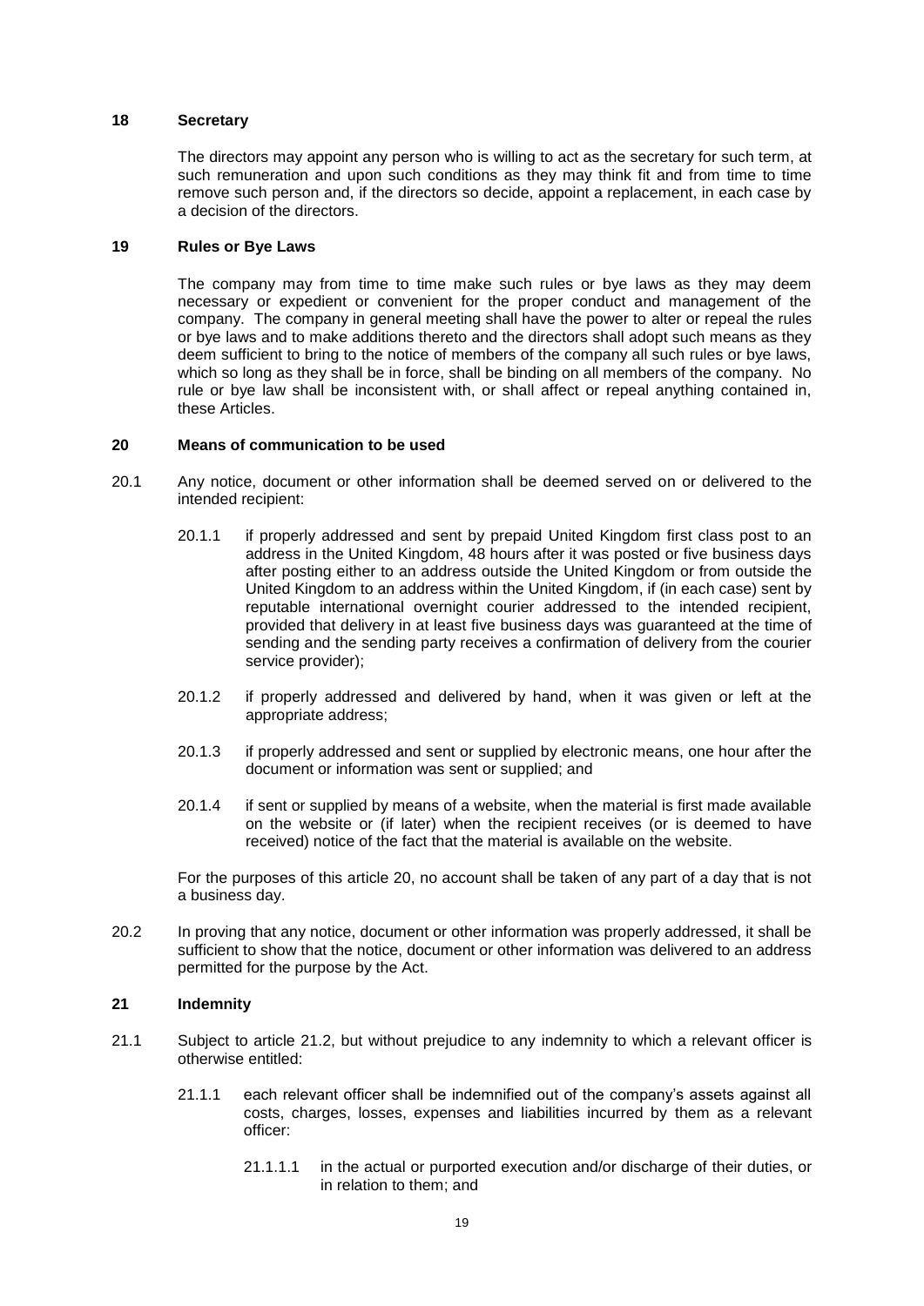## 18 Secretary

The directors may appoint any person who is willing to act as the secretary for such term, at such remuneration and upon such conditions as they may think fit and from time to time remove such person and, if the directors so decide, appoint a replacement, in each case by a decision of the directors.

## 19 Rules or Bye Laws

The company may from time to time make such rules or bye laws as they may deem necessary or expedient or convenient for the proper conduct and management of the company. The company in general meeting shall have the power to alter or repeal the rules or bye laws and to make additions thereto and the directors shall adopt such means as they deem sufficient to bring to the notice of members of the company all such rules or bye laws, which so long as they shall be in force, shall be binding on all members of the company. No rule or bye law shall be inconsistent with, or shall affect or repeal anything contained in, these Articles.

## 20 Means of communication to be used

20.1 Any notice, document or other information shall be deemed served on or delivered to the intended recipient:

20.1.1 if properly addressed and sent by prepaid United Kingdom first class post to an address in the United Kingdom, 48 hours after it was posted or five business days after posting either to an address outside the United Kingdom or from outside the United Kingdom to an address within the United Kingdom, if (in each case) sent by reputable international overnight courier addressed to the intended recipient, provided that delivery in at least five business days was guaranteed at the time of sending and the sending party receives a confirmation of delivery from the courier service provider);

20.1.2 if properly addressed and delivered by hand, when it was given or left at the appropriate address;

20.1.3 if properly addressed and sent or supplied by electronic means, one hour after the document or information was sent or supplied; and

20.1.4 if sent or supplied by means of a website, when the material is first made available on the website or (if later) when the recipient receives (or is deemed to have received) notice of the fact that the material is available on the website.

For the purposes of this article 20, no account shall be taken of any part of a day that is not a business day.

20.2 In proving that any notice, document or other information was properly addressed, it shall be sufficient to show that the notice, document or other information was delivered to an address permitted for the purpose by the Act.

## 21 Indemnity

21.1 Subject to article 21.2, but without prejudice to any indemnity to which a relevant officer is otherwise entitled:

21.1.1 each relevant officer shall be indemnified out of the company's assets against all costs, charges, losses, expenses and liabilities incurred by them as a relevant officer:

21.1.1.1 in the actual or purported execution and/or discharge of their duties, or in relation to them; and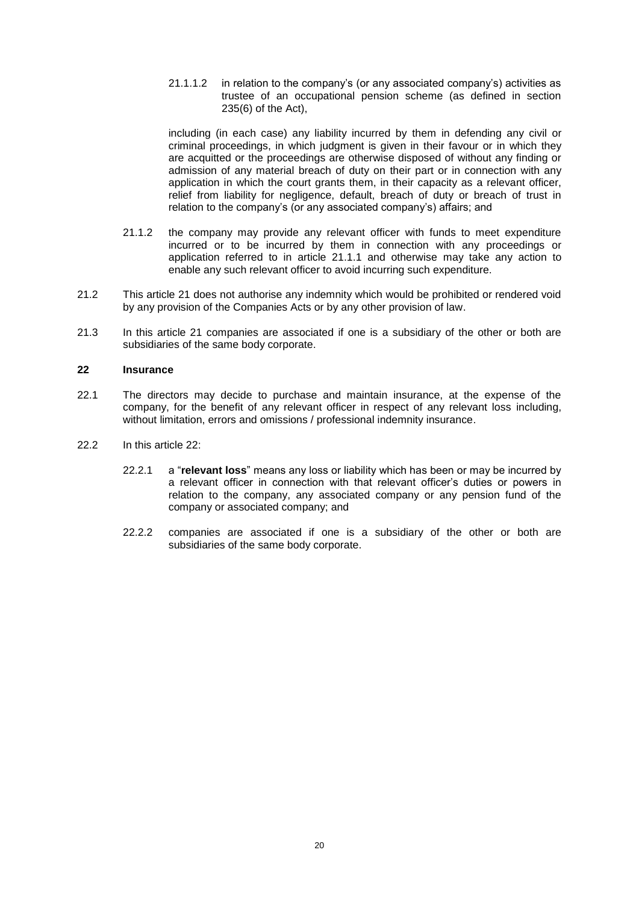21.1.1.2 in relation to the company's (or any associated company's) activities as trustee of an occupational pension scheme (as defined in section 235(6) of the Act),

including (in each case) any liability incurred by them in defending any civil or criminal proceedings, in which judgment is given in their favour or in which they are acquitted or the proceedings are otherwise disposed of without any finding or admission of any material breach of duty on their part or in connection with any application in which the court grants them, in their capacity as a relevant officer, relief from liability for negligence, default, breach of duty or breach of trust in relation to the company's (or any associated company's) affairs; and

21.1.2 the company may provide any relevant officer with funds to meet expenditure incurred or to be incurred by them in connection with any proceedings or application referred to in article 21.1.1 and otherwise may take any action to enable any such relevant officer to avoid incurring such expenditure.

21.2 This article 21 does not authorise any indemnity which would be prohibited or rendered void by any provision of the Companies Acts or by any other provision of law.

21.3 In this article 21 companies are associated if one is a subsidiary of the other or both are subsidiaries of the same body corporate.

## 22 Insurance

22.1 The directors may decide to purchase and maintain insurance, at the expense of the company, for the benefit of any relevant officer in respect of any relevant loss including, without limitation, errors and omissions / professional indemnity insurance.

22.2 In this article 22:

22.2.1 a "**relevant loss**" means any loss or liability which has been or may be incurred by a relevant officer in connection with that relevant officer's duties or powers in relation to the company, any associated company or any pension fund of the company or associated company; and

22.2.2 companies are associated if one is a subsidiary of the other or both are subsidiaries of the same body corporate.